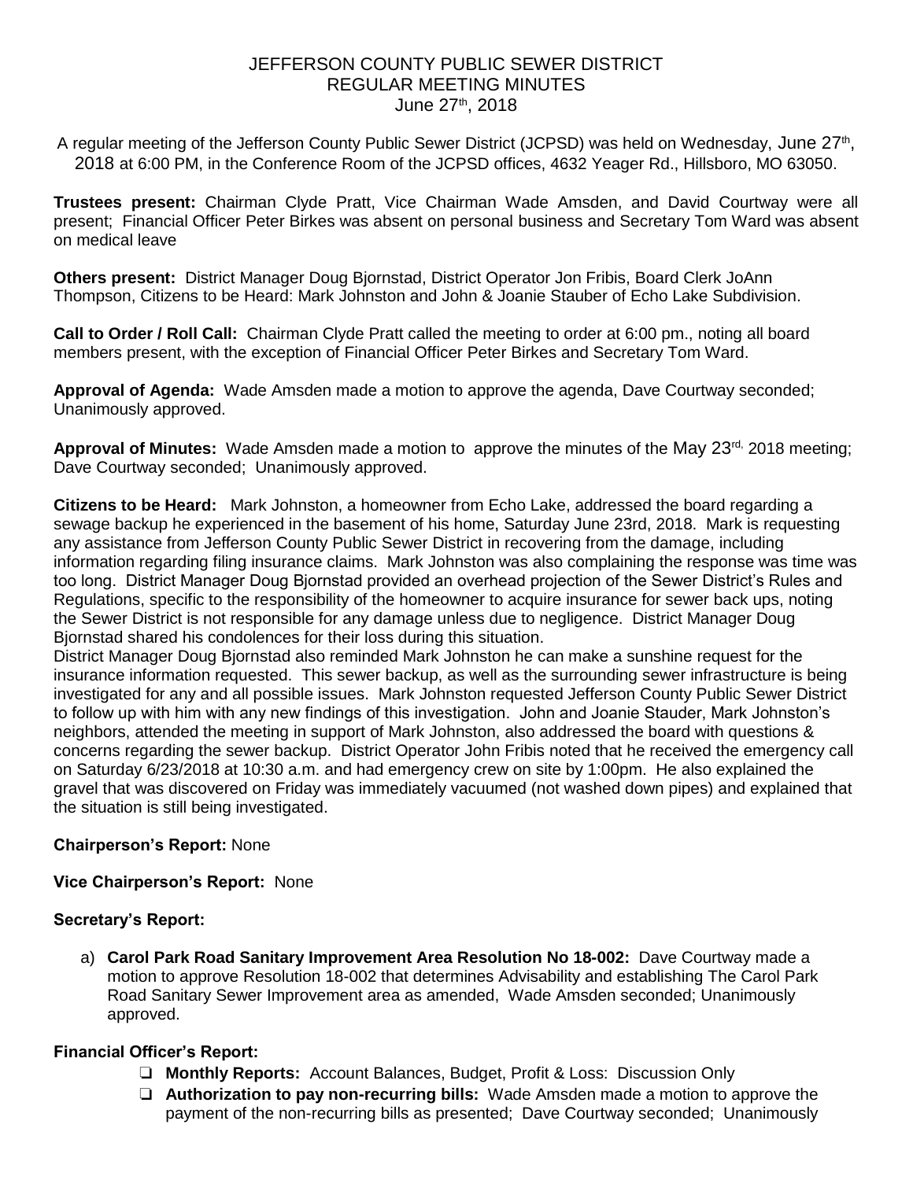# JEFFERSON COUNTY PUBLIC SEWER DISTRICT
## REGULAR MEETING MINUTES
### June 27th, 2018

A regular meeting of the Jefferson County Public Sewer District (JCPSD) was held on Wednesday, June 27th, 2018 at 6:00 PM, in the Conference Room of the JCPSD offices, 4632 Yeager Rd., Hillsboro, MO 63050.

**Trustees present:** Chairman Clyde Pratt, Vice Chairman Wade Amsden, and David Courtway were all present; Financial Officer Peter Birkes was absent on personal business and Secretary Tom Ward was absent on medical leave

**Others present:** District Manager Doug Bjornstad, District Operator Jon Fribis, Board Clerk JoAnn Thompson, Citizens to be Heard: Mark Johnston and John & Joanie Stauber of Echo Lake Subdivision.

**Call to Order / Roll Call:** Chairman Clyde Pratt called the meeting to order at 6:00 pm., noting all board members present, with the exception of Financial Officer Peter Birkes and Secretary Tom Ward.

**Approval of Agenda:** Wade Amsden made a motion to approve the agenda, Dave Courtway seconded; Unanimously approved.

**Approval of Minutes:** Wade Amsden made a motion to approve the minutes of the May 23rd, 2018 meeting; Dave Courtway seconded; Unanimously approved.

**Citizens to be Heard:** Mark Johnston, a homeowner from Echo Lake, addressed the board regarding a sewage backup he experienced in the basement of his home, Saturday June 23rd, 2018. Mark is requesting any assistance from Jefferson County Public Sewer District in recovering from the damage, including information regarding filing insurance claims. Mark Johnston was also complaining the response was time was too long. District Manager Doug Bjornstad provided an overhead projection of the Sewer District's Rules and Regulations, specific to the responsibility of the homeowner to acquire insurance for sewer back ups, noting the Sewer District is not responsible for any damage unless due to negligence. District Manager Doug Bjornstad shared his condolences for their loss during this situation.
District Manager Doug Bjornstad also reminded Mark Johnston he can make a sunshine request for the insurance information requested. This sewer backup, as well as the surrounding sewer infrastructure is being investigated for any and all possible issues. Mark Johnston requested Jefferson County Public Sewer District to follow up with him with any new findings of this investigation. John and Joanie Stauder, Mark Johnston's neighbors, attended the meeting in support of Mark Johnston, also addressed the board with questions & concerns regarding the sewer backup. District Operator John Fribis noted that he received the emergency call on Saturday 6/23/2018 at 10:30 a.m. and had emergency crew on site by 1:00pm. He also explained the gravel that was discovered on Friday was immediately vacuumed (not washed down pipes) and explained that the situation is still being investigated.

**Chairperson's Report:** None

**Vice Chairperson's Report:** None

**Secretary's Report:**

a) **Carol Park Road Sanitary Improvement Area Resolution No 18-002:** Dave Courtway made a motion to approve Resolution 18-002 that determines Advisability and establishing The Carol Park Road Sanitary Sewer Improvement area as amended, Wade Amsden seconded; Unanimously approved.

**Financial Officer's Report:**

- ❏ **Monthly Reports:** Account Balances, Budget, Profit & Loss: Discussion Only
- ❏ **Authorization to pay non-recurring bills:** Wade Amsden made a motion to approve the payment of the non-recurring bills as presented; Dave Courtway seconded; Unanimously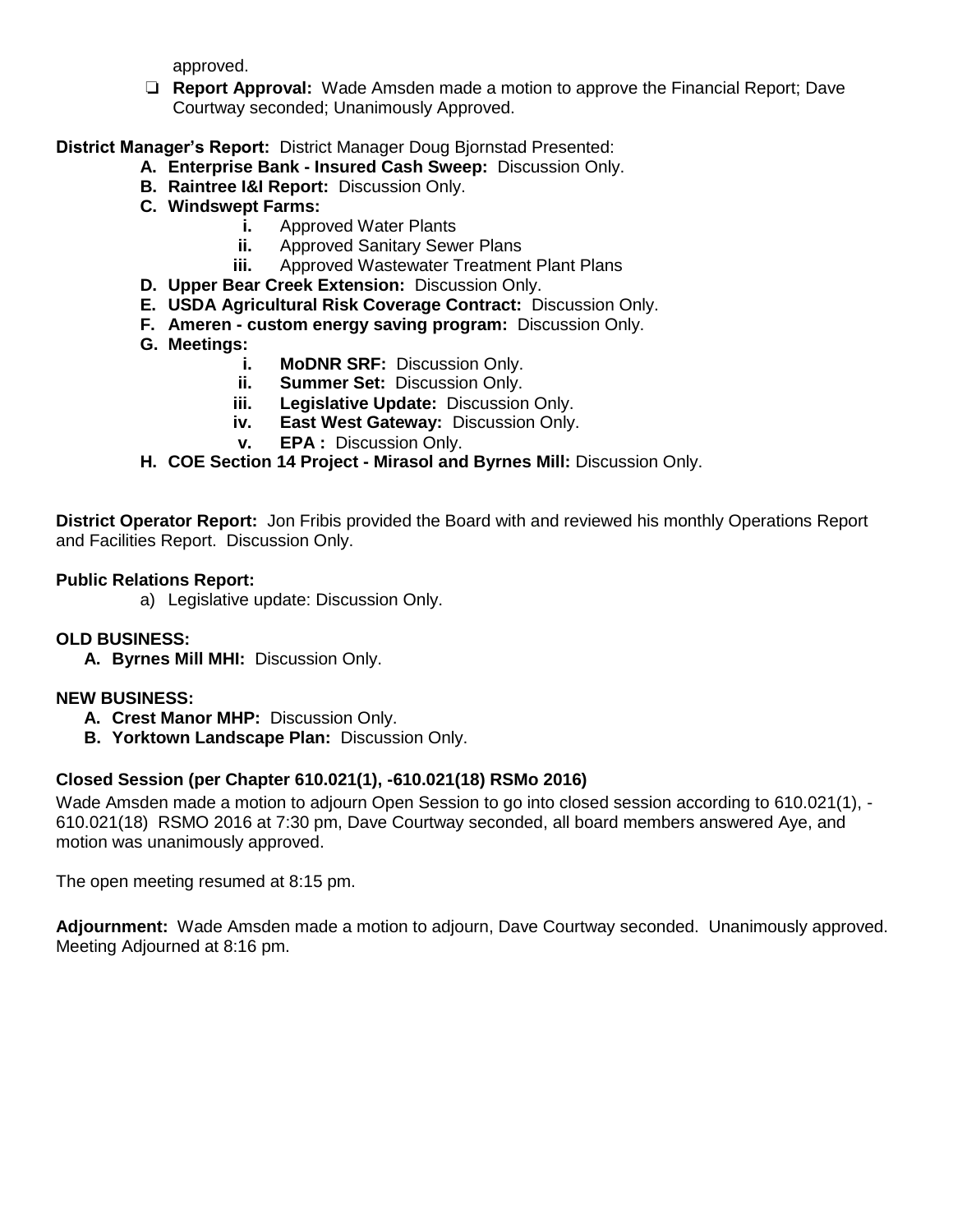approved.

- ❑ **Report Approval:** Wade Amsden made a motion to approve the Financial Report; Dave Courtway seconded; Unanimously Approved.

**District Manager's Report:** District Manager Doug Bjornstad Presented:

- **A. Enterprise Bank - Insured Cash Sweep:** Discussion Only.
- **B. Raintree I&I Report:** Discussion Only.
- **C. Windswept Farms:**
  - **i.** Approved Water Plants
  - **ii.** Approved Sanitary Sewer Plans
  - **iii.** Approved Wastewater Treatment Plant Plans
- **D. Upper Bear Creek Extension:** Discussion Only.
- **E. USDA Agricultural Risk Coverage Contract:** Discussion Only.
- **F. Ameren - custom energy saving program:** Discussion Only.
- **G. Meetings:**
  - **i. MoDNR SRF:** Discussion Only.
  - **ii. Summer Set:** Discussion Only.
  - **iii. Legislative Update:** Discussion Only.
  - **iv. East West Gateway:** Discussion Only.
  - **v. EPA :** Discussion Only.
- **H. COE Section 14 Project - Mirasol and Byrnes Mill:** Discussion Only.

**District Operator Report:** Jon Fribis provided the Board with and reviewed his monthly Operations Report and Facilities Report. Discussion Only.

**Public Relations Report:**

a) Legislative update: Discussion Only.

**OLD BUSINESS:**

- **A. Byrnes Mill MHI:** Discussion Only.

**NEW BUSINESS:**

- **A. Crest Manor MHP:** Discussion Only.
- **B. Yorktown Landscape Plan:** Discussion Only.

**Closed Session (per Chapter 610.021(1), -610.021(18) RSMo 2016)**

Wade Amsden made a motion to adjourn Open Session to go into closed session according to 610.021(1), -610.021(18) RSMO 2016 at 7:30 pm, Dave Courtway seconded, all board members answered Aye, and motion was unanimously approved.

The open meeting resumed at 8:15 pm.

**Adjournment:** Wade Amsden made a motion to adjourn, Dave Courtway seconded. Unanimously approved. Meeting Adjourned at 8:16 pm.